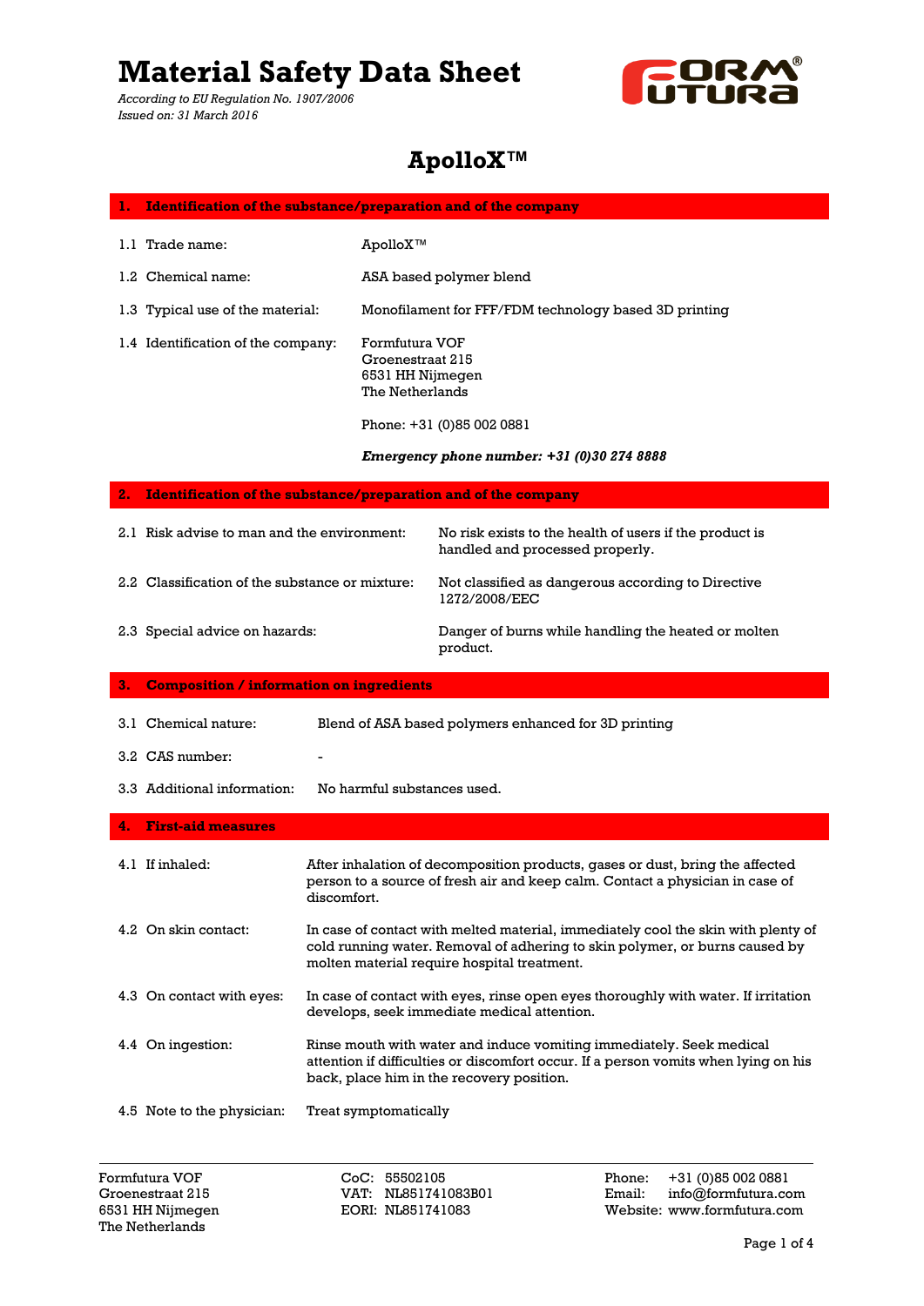# Material Safety Data Sheet

*According to EU Regulation No. 1907/2006*
*Issued on: 31 March 2016*

## ApolloX™

### 1. Identification of the substance/preparation and of the company

| | |
|---|---|
| 1.1 Trade name: | ApolloX™ |
| 1.2 Chemical name: | ASA based polymer blend |
| 1.3 Typical use of the material: | Monofilament for FFF/FDM technology based 3D printing |
| 1.4 Identification of the company: | Formfutura VOF<br>Groenestraat 215<br>6531 HH Nijmegen<br>The Netherlands<br><br>Phone: +31 (0)85 002 0881<br><br>***Emergency phone number: +31 (0)30 274 8888*** |

### 2. Identification of the substance/preparation and of the company

| | |
|---|---|
| 2.1 Risk advise to man and the environment: | No risk exists to the health of users if the product is handled and processed properly. |
| 2.2 Classification of the substance or mixture: | Not classified as dangerous according to Directive 1272/2008/EEC |
| 2.3 Special advice on hazards: | Danger of burns while handling the heated or molten product. |

### 3. Composition / information on ingredients

| | |
|---|---|
| 3.1 Chemical nature: | Blend of ASA based polymers enhanced for 3D printing |
| 3.2 CAS number: | - |
| 3.3 Additional information: | No harmful substances used. |

### 4. First-aid measures

| | |
|---|---|
| 4.1 If inhaled: | After inhalation of decomposition products, gases or dust, bring the affected person to a source of fresh air and keep calm. Contact a physician in case of discomfort. |
| 4.2 On skin contact: | In case of contact with melted material, immediately cool the skin with plenty of cold running water. Removal of adhering to skin polymer, or burns caused by molten material require hospital treatment. |
| 4.3 On contact with eyes: | In case of contact with eyes, rinse open eyes thoroughly with water. If irritation develops, seek immediate medical attention. |
| 4.4 On ingestion: | Rinse mouth with water and induce vomiting immediately. Seek medical attention if difficulties or discomfort occur. If a person vomits when lying on his back, place him in the recovery position. |
| 4.5 Note to the physician: | Treat symptomatically |

Formfutura VOF
Groenestraat 215
6531 HH Nijmegen
The Netherlands

CoC: 55502105
VAT: NL851741083B01
EORI: NL851741083

Phone: +31 (0)85 002 0881
Email: info@formfutura.com
Website: www.formfutura.com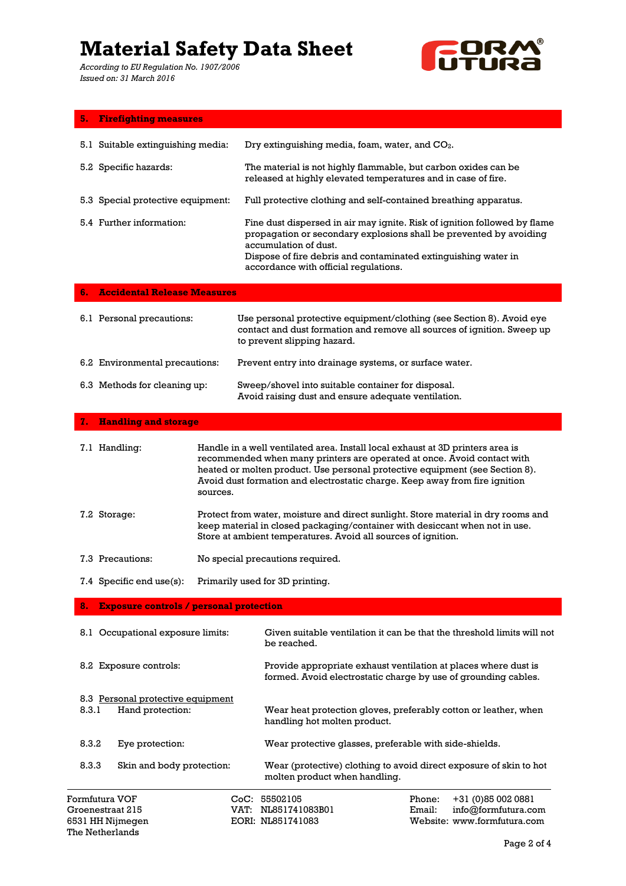## 5. Firefighting measures

| | |
|---|---|
| 5.1 Suitable extinguishing media: | Dry extinguishing media, foam, water, and $CO_2$. |
| 5.2 Specific hazards: | The material is not highly flammable, but carbon oxides can be released at highly elevated temperatures and in case of fire. |
| 5.3 Special protective equipment: | Full protective clothing and self-contained breathing apparatus. |
| 5.4 Further information: | Fine dust dispersed in air may ignite. Risk of ignition followed by flame propagation or secondary explosions shall be prevented by avoiding accumulation of dust.<br>Dispose of fire debris and contaminated extinguishing water in accordance with official regulations. |

## 6. Accidental Release Measures

| | |
|---|---|
| 6.1 Personal precautions: | Use personal protective equipment/clothing (see Section 8). Avoid eye contact and dust formation and remove all sources of ignition. Sweep up to prevent slipping hazard. |
| 6.2 Environmental precautions: | Prevent entry into drainage systems, or surface water. |
| 6.3 Methods for cleaning up: | Sweep/shovel into suitable container for disposal.<br>Avoid raising dust and ensure adequate ventilation. |

## 7. Handling and storage

| | |
|---|---|
| 7.1 Handling: | Handle in a well ventilated area. Install local exhaust at 3D printers area is recommended when many printers are operated at once. Avoid contact with heated or molten product. Use personal protective equipment (see Section 8). Avoid dust formation and electrostatic charge. Keep away from fire ignition sources. |
| 7.2 Storage: | Protect from water, moisture and direct sunlight. Store material in dry rooms and keep material in closed packaging/container with desiccant when not in use. Store at ambient temperatures. Avoid all sources of ignition. |
| 7.3 Precautions: | No special precautions required. |
| 7.4 Specific end use(s): | Primarily used for 3D printing. |

## 8. Exposure controls / personal protection

| | |
|---|---|
| 8.1 Occupational exposure limits: | Given suitable ventilation it can be that the threshold limits will not be reached. |
| 8.2 Exposure controls: | Provide appropriate exhaust ventilation at places where dust is formed. Avoid electrostatic charge by use of grounding cables. |

8.3 Personal protective equipment

| | |
|---|---|
| 8.3.1 Hand protection: | Wear heat protection gloves, preferably cotton or leather, when handling hot molten product. |
| 8.3.2 Eye protection: | Wear protective glasses, preferable with side-shields. |
| 8.3.3 Skin and body protection: | Wear (protective) clothing to avoid direct exposure of skin to hot molten product when handling. |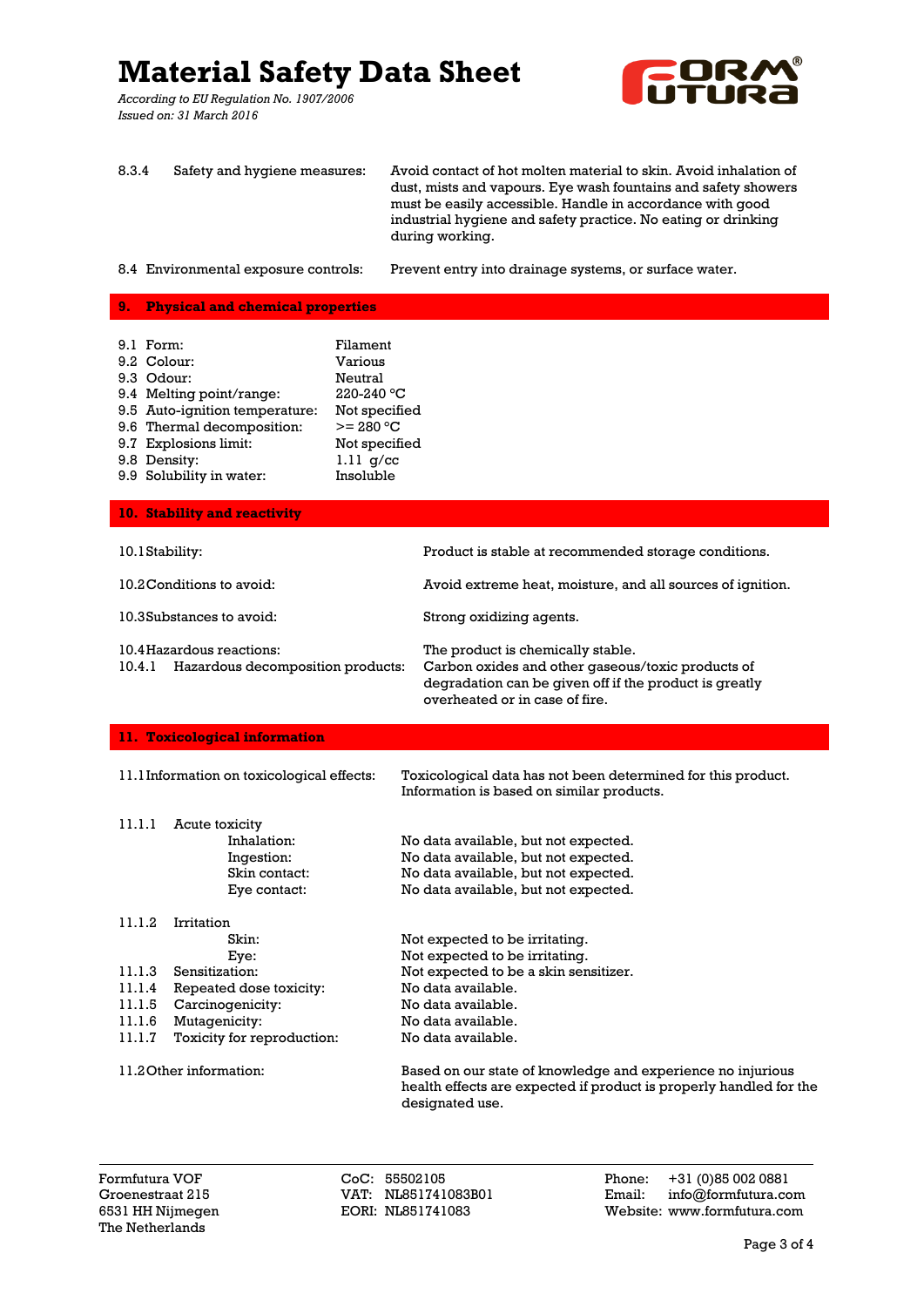| | | |
|---|---|---|
| 8.3.4 | Safety and hygiene measures: | Avoid contact of hot molten material to skin. Avoid inhalation of dust, mists and vapours. Eye wash fountains and safety showers must be easily accessible. Handle in accordance with good industrial hygiene and safety practice. No eating or drinking during working. |

8.4 Environmental exposure controls: Prevent entry into drainage systems, or surface water.

## 9. Physical and chemical properties

| | |
|---|---|
| 9.1 Form: | Filament |
| 9.2 Colour: | Various |
| 9.3 Odour: | Neutral |
| 9.4 Melting point/range: | 220-240 °C |
| 9.5 Auto-ignition temperature: | Not specified |
| 9.6 Thermal decomposition: | >= 280 °C |
| 9.7 Explosions limit: | Not specified |
| 9.8 Density: | 1.11 g/cc |
| 9.9 Solubility in water: | Insoluble |

## 10. Stability and reactivity

| | |
|---|---|
| 10.1 Stability: | Product is stable at recommended storage conditions. |
| 10.2 Conditions to avoid: | Avoid extreme heat, moisture, and all sources of ignition. |
| 10.3 Substances to avoid: | Strong oxidizing agents. |
| 10.4 Hazardous reactions: | The product is chemically stable. |
| 10.4.1 Hazardous decomposition products: | Carbon oxides and other gaseous/toxic products of degradation can be given off if the product is greatly overheated or in case of fire. |

## 11. Toxicological information

11.1 Information on toxicological effects: Toxicological data has not been determined for this product. Information is based on similar products.

| | | |
|---|---|---|
| 11.1.1 | Acute toxicity | |
| | Inhalation: | No data available, but not expected. |
| | Ingestion: | No data available, but not expected. |
| | Skin contact: | No data available, but not expected. |
| | Eye contact: | No data available, but not expected. |
| 11.1.2 | Irritation | |
| | Skin: | Not expected to be irritating. |
| | Eye: | Not expected to be irritating. |
| 11.1.3 | Sensitization: | Not expected to be a skin sensitizer. |
| 11.1.4 | Repeated dose toxicity: | No data available. |
| 11.1.5 | Carcinogenicity: | No data available. |
| 11.1.6 | Mutagenicity: | No data available. |
| 11.1.7 | Toxicity for reproduction: | No data available. |

11.2 Other information: Based on our state of knowledge and experience no injurious health effects are expected if product is properly handled for the designated use.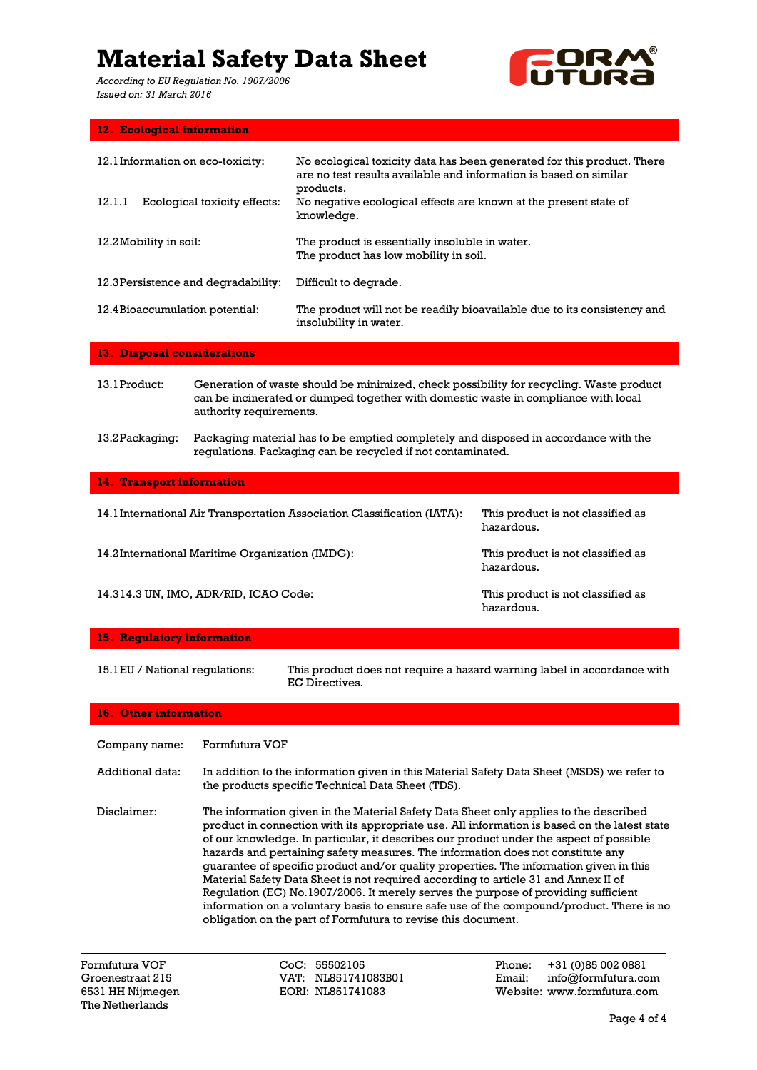## 12. Ecological information

| | |
|---|---|
| 12.1 Information on eco-toxicity: | No ecological toxicity data has been generated for this product. There are no test results available and information is based on similar products. |
| 12.1.1 Ecological toxicity effects: | No negative ecological effects are known at the present state of knowledge. |
| 12.2 Mobility in soil: | The product is essentially insoluble in water. The product has low mobility in soil. |
| 12.3 Persistence and degradability: | Difficult to degrade. |
| 12.4 Bioaccumulation potential: | The product will not be readily bioavailable due to its consistency and insolubility in water. |

## 13. Disposal considerations

| | |
|---|---|
| 13.1 Product: | Generation of waste should be minimized, check possibility for recycling. Waste product can be incinerated or dumped together with domestic waste in compliance with local authority requirements. |
| 13.2 Packaging: | Packaging material has to be emptied completely and disposed in accordance with the regulations. Packaging can be recycled if not contaminated. |

## 14. Transport information

| | |
|---|---|
| 14.1 International Air Transportation Association Classification (IATA): | This product is not classified as hazardous. |
| 14.2 International Maritime Organization (IMDG): | This product is not classified as hazardous. |
| 14.3 14.3 UN, IMO, ADR/RID, ICAO Code: | This product is not classified as hazardous. |

## 15. Regulatory information

| | |
|---|---|
| 15.1 EU / National regulations: | This product does not require a hazard warning label in accordance with EC Directives. |

## 16. Other information

| | |
|---|---|
| Company name: | Formfutura VOF |
| Additional data: | In addition to the information given in this Material Safety Data Sheet (MSDS) we refer to the products specific Technical Data Sheet (TDS). |
| Disclaimer: | The information given in the Material Safety Data Sheet only applies to the described product in connection with its appropriate use. All information is based on the latest state of our knowledge. In particular, it describes our product under the aspect of possible hazards and pertaining safety measures. The information does not constitute any guarantee of specific product and/or quality properties. The information given in this Material Safety Data Sheet is not required according to article 31 and Annex II of Regulation (EC) No.1907/2006. It merely serves the purpose of providing sufficient information on a voluntary basis to ensure safe use of the compound/product. There is no obligation on the part of Formfutura to revise this document. |